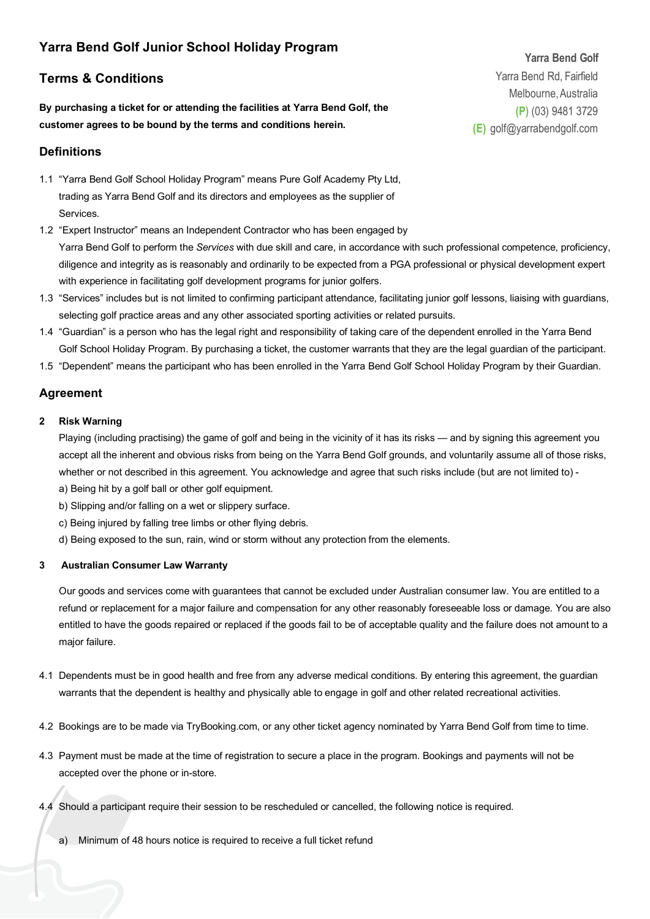# Yarra Bend Golf Junior School Holiday Program

**Yarra Bend Golf**
Yarra Bend Rd, Fairfield
Melbourne, Australia
**(P)** (03) 9481 3729
**(E)** golf@yarrabendgolf.com

## Terms & Conditions

**By purchasing a ticket for or attending the facilities at Yarra Bend Golf, the customer agrees to be bound by the terms and conditions herein.**

## Definitions

1.1 "Yarra Bend Golf School Holiday Program" means Pure Golf Academy Pty Ltd, trading as Yarra Bend Golf and its directors and employees as the supplier of Services.

1.2 "Expert Instructor" means an Independent Contractor who has been engaged by Yarra Bend Golf to perform the *Services* with due skill and care, in accordance with such professional competence, proficiency, diligence and integrity as is reasonably and ordinarily to be expected from a PGA professional or physical development expert with experience in facilitating golf development programs for junior golfers.

1.3 "Services" includes but is not limited to confirming participant attendance, facilitating junior golf lessons, liaising with guardians, selecting golf practice areas and any other associated sporting activities or related pursuits.

1.4 "Guardian" is a person who has the legal right and responsibility of taking care of the dependent enrolled in the Yarra Bend Golf School Holiday Program. By purchasing a ticket, the customer warrants that they are the legal guardian of the participant.

1.5 "Dependent" means the participant who has been enrolled in the Yarra Bend Golf School Holiday Program by their Guardian.

## Agreement

**2 Risk Warning**

Playing (including practising) the game of golf and being in the vicinity of it has its risks — and by signing this agreement you accept all the inherent and obvious risks from being on the Yarra Bend Golf grounds, and voluntarily assume all of those risks, whether or not described in this agreement. You acknowledge and agree that such risks include (but are not limited to) -

a) Being hit by a golf ball or other golf equipment.
b) Slipping and/or falling on a wet or slippery surface.
c) Being injured by falling tree limbs or other flying debris.
d) Being exposed to the sun, rain, wind or storm without any protection from the elements.

**3 Australian Consumer Law Warranty**

Our goods and services come with guarantees that cannot be excluded under Australian consumer law. You are entitled to a refund or replacement for a major failure and compensation for any other reasonably foreseeable loss or damage. You are also entitled to have the goods repaired or replaced if the goods fail to be of acceptable quality and the failure does not amount to a major failure.

4.1 Dependents must be in good health and free from any adverse medical conditions. By entering this agreement, the guardian warrants that the dependent is healthy and physically able to engage in golf and other related recreational activities.

4.2 Bookings are to be made via TryBooking.com, or any other ticket agency nominated by Yarra Bend Golf from time to time.

4.3 Payment must be made at the time of registration to secure a place in the program. Bookings and payments will not be accepted over the phone or in-store.

4.4 Should a participant require their session to be rescheduled or cancelled, the following notice is required.

a) Minimum of 48 hours notice is required to receive a full ticket refund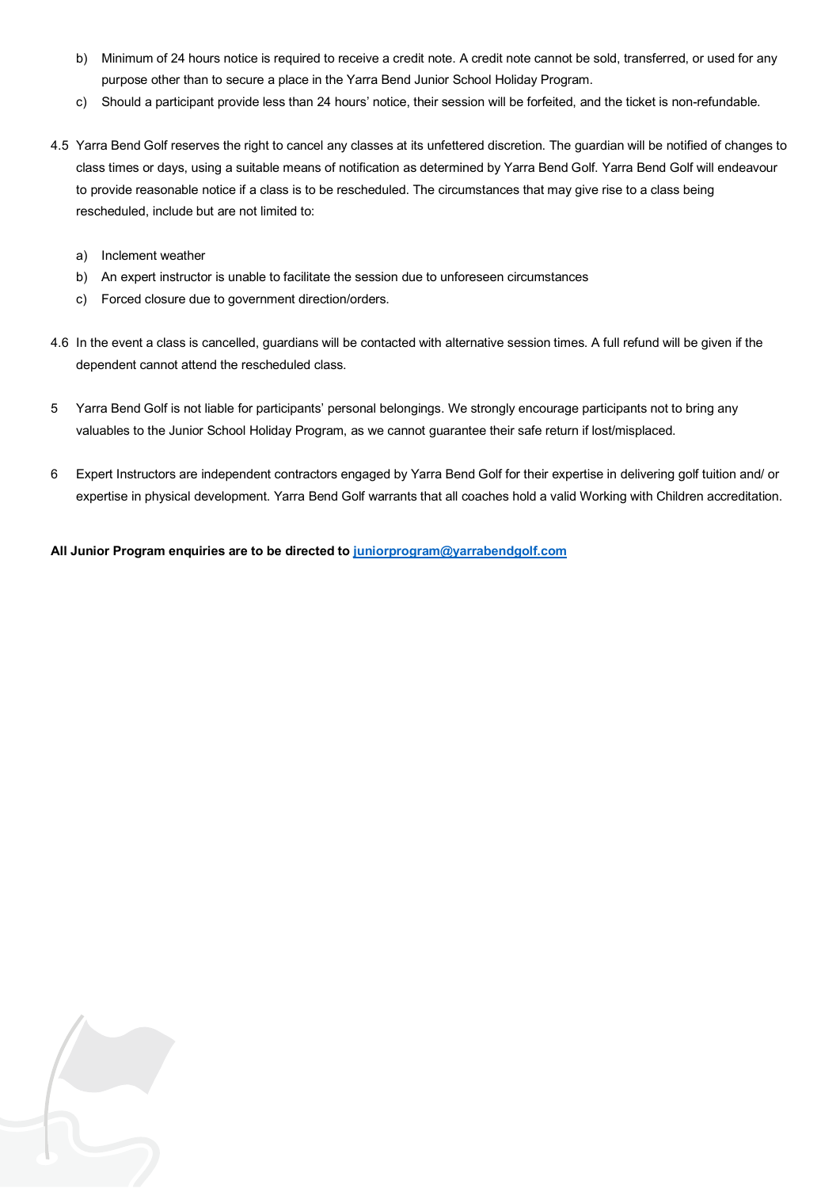b) Minimum of 24 hours notice is required to receive a credit note. A credit note cannot be sold, transferred, or used for any purpose other than to secure a place in the Yarra Bend Junior School Holiday Program.

c) Should a participant provide less than 24 hours' notice, their session will be forfeited, and the ticket is non-refundable.

4.5 Yarra Bend Golf reserves the right to cancel any classes at its unfettered discretion. The guardian will be notified of changes to class times or days, using a suitable means of notification as determined by Yarra Bend Golf. Yarra Bend Golf will endeavour to provide reasonable notice if a class is to be rescheduled. The circumstances that may give rise to a class being rescheduled, include but are not limited to:

a) Inclement weather

b) An expert instructor is unable to facilitate the session due to unforeseen circumstances

c) Forced closure due to government direction/orders.

4.6 In the event a class is cancelled, guardians will be contacted with alternative session times. A full refund will be given if the dependent cannot attend the rescheduled class.

5 Yarra Bend Golf is not liable for participants' personal belongings. We strongly encourage participants not to bring any valuables to the Junior School Holiday Program, as we cannot guarantee their safe return if lost/misplaced.

6 Expert Instructors are independent contractors engaged by Yarra Bend Golf for their expertise in delivering golf tuition and/ or expertise in physical development. Yarra Bend Golf warrants that all coaches hold a valid Working with Children accreditation.

**All Junior Program enquiries are to be directed to [juniorprogram@yarrabendgolf.com](mailto:juniorprogram@yarrabendgolf.com)**